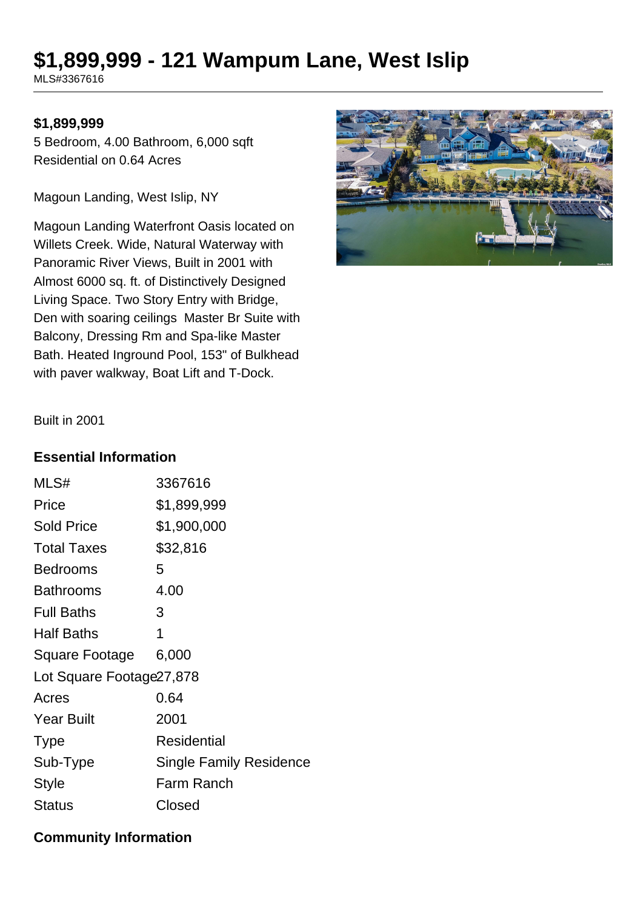# $1,899,999 - 121 Wampum Lane, West Islip

MLS#3367616

**$1,899,999**

5 Bedroom, 4.00 Bathroom, 6,000 sqft

Residential on 0.64 Acres

Magoun Landing, West Islip, NY

Magoun Landing Waterfront Oasis located on Willets Creek. Wide, Natural Waterway with Panoramic River Views, Built in 2001 with Almost 6000 sq. ft. of Distinctively Designed Living Space. Two Story Entry with Bridge, Den with soaring ceilings Master Br Suite with Balcony, Dressing Rm and Spa-like Master Bath. Heated Inground Pool, 153" of Bulkhead with paver walkway, Boat Lift and T-Dock.

Built in 2001

## Essential Information

| | |
|---|---|
| MLS# | 3367616 |
| Price | $1,899,999 |
| Sold Price | $1,900,000 |
| Total Taxes | $32,816 |
| Bedrooms | 5 |
| Bathrooms | 4.00 |
| Full Baths | 3 |
| Half Baths | 1 |
| Square Footage | 6,000 |
| Lot Square Footage | 27,878 |
| Acres | 0.64 |
| Year Built | 2001 |
| Type | Residential |
| Sub-Type | Single Family Residence |
| Style | Farm Ranch |
| Status | Closed |

## Community Information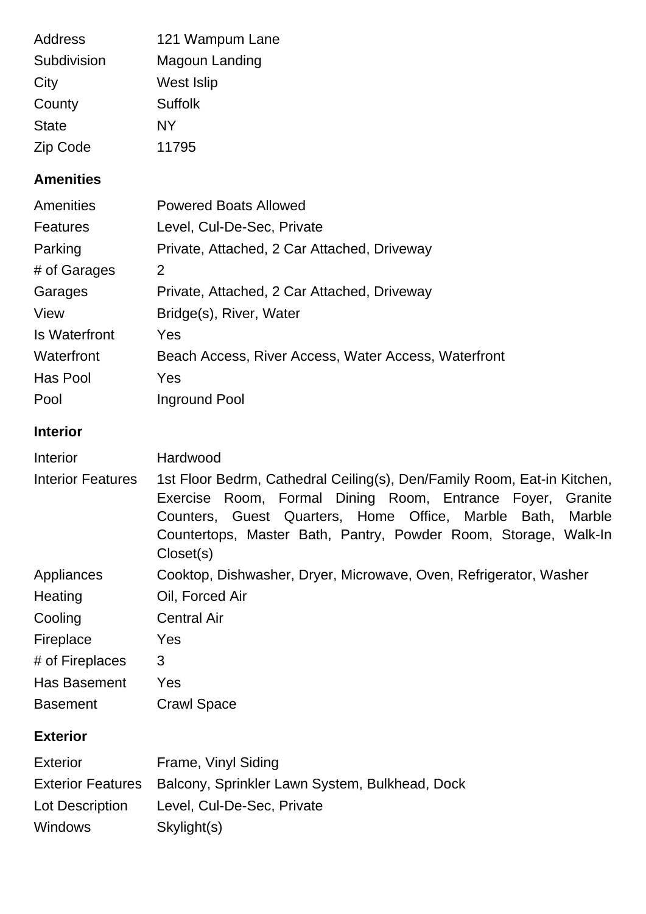| | |
|---|---|
| Address | 121 Wampum Lane |
| Subdivision | Magoun Landing |
| City | West Islip |
| County | Suffolk |
| State | NY |
| Zip Code | 11795 |

### Amenities

| | |
|---|---|
| Amenities | Powered Boats Allowed |
| Features | Level, Cul-De-Sec, Private |
| Parking | Private, Attached, 2 Car Attached, Driveway |
| # of Garages | 2 |
| Garages | Private, Attached, 2 Car Attached, Driveway |
| View | Bridge(s), River, Water |
| Is Waterfront | Yes |
| Waterfront | Beach Access, River Access, Water Access, Waterfront |
| Has Pool | Yes |
| Pool | Inground Pool |

### Interior

| | |
|---|---|
| Interior | Hardwood |
| Interior Features | 1st Floor Bedrm, Cathedral Ceiling(s), Den/Family Room, Eat-in Kitchen, Exercise Room, Formal Dining Room, Entrance Foyer, Granite Counters, Guest Quarters, Home Office, Marble Bath, Marble Countertops, Master Bath, Pantry, Powder Room, Storage, Walk-In Closet(s) |
| Appliances | Cooktop, Dishwasher, Dryer, Microwave, Oven, Refrigerator, Washer |
| Heating | Oil, Forced Air |
| Cooling | Central Air |
| Fireplace | Yes |
| # of Fireplaces | 3 |
| Has Basement | Yes |
| Basement | Crawl Space |

### Exterior

| | |
|---|---|
| Exterior | Frame, Vinyl Siding |
| Exterior Features | Balcony, Sprinkler Lawn System, Bulkhead, Dock |
| Lot Description | Level, Cul-De-Sec, Private |
| Windows | Skylight(s) |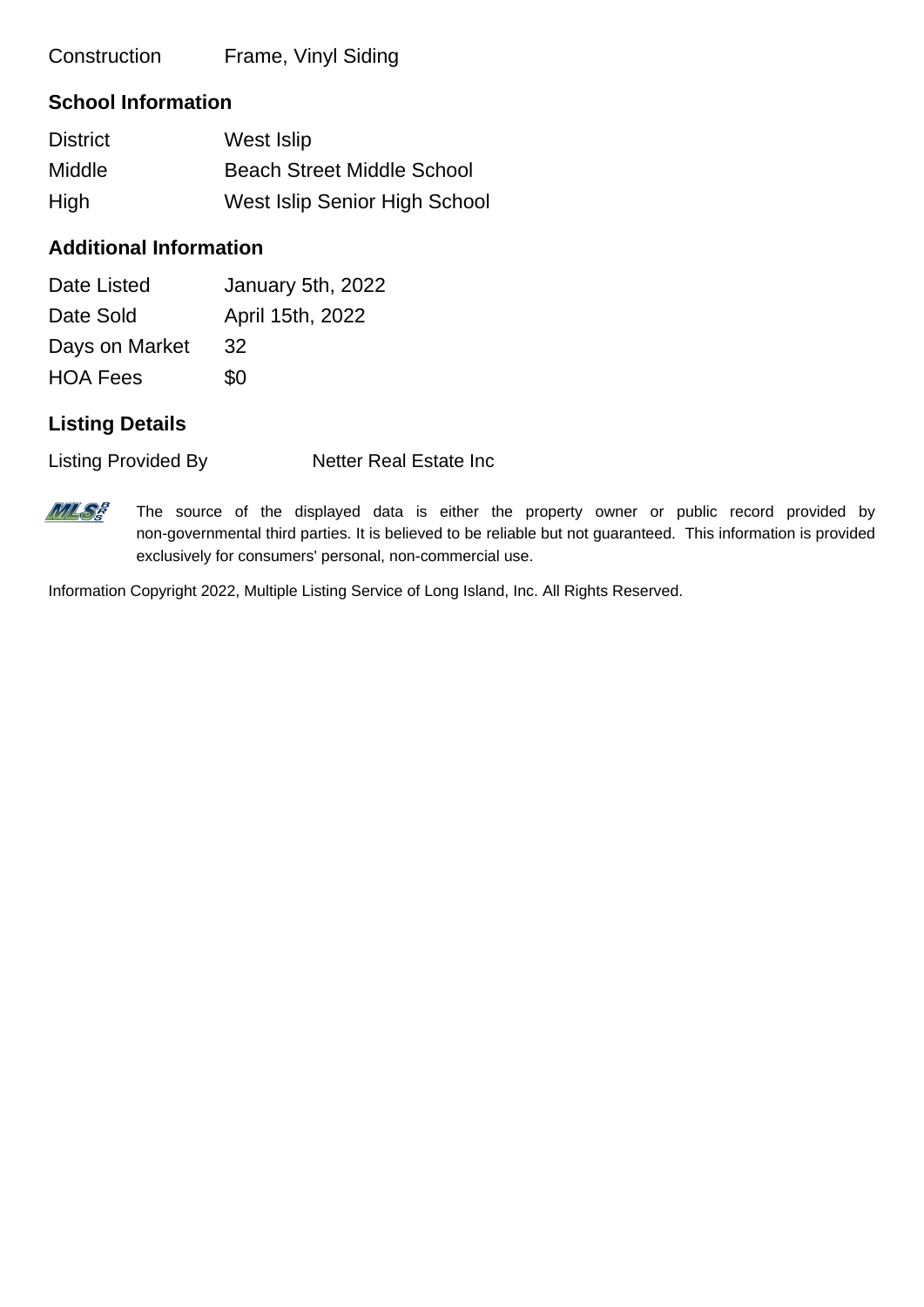| | |
|---|---|
| Construction | Frame, Vinyl Siding |

## School Information

| | |
|---|---|
| District | West Islip |
| Middle | Beach Street Middle School |
| High | West Islip Senior High School |

## Additional Information

| | |
|---|---|
| Date Listed | January 5th, 2022 |
| Date Sold | April 15th, 2022 |
| Days on Market | 32 |
| HOA Fees | $0 |

## Listing Details

| | |
|---|---|
| Listing Provided By | Netter Real Estate Inc |

The source of the displayed data is either the property owner or public record provided by non-governmental third parties. It is believed to be reliable but not guaranteed. This information is provided exclusively for consumers' personal, non-commercial use.

Information Copyright 2022, Multiple Listing Service of Long Island, Inc. All Rights Reserved.